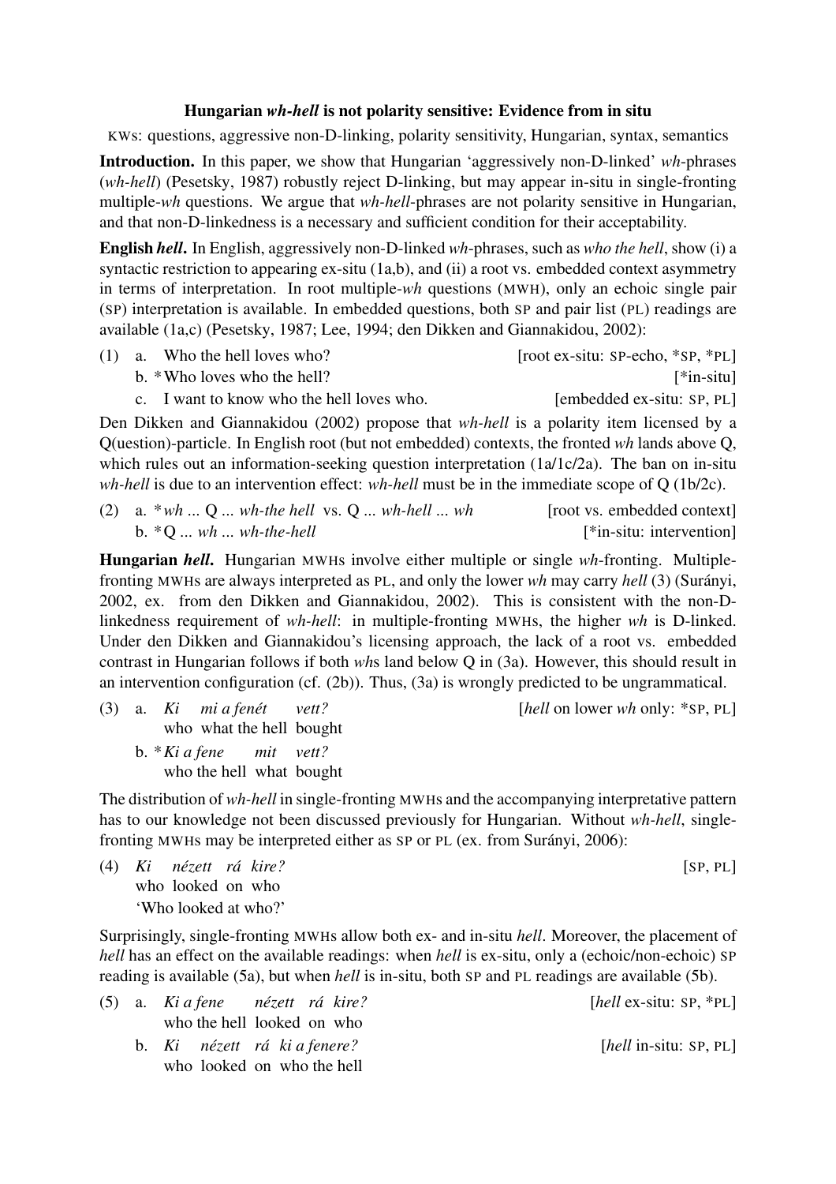**Hungarian *wh-hell* is not polarity sensitive: Evidence from in situ**

KWs: questions, aggressive non-D-linking, polarity sensitivity, Hungarian, syntax, semantics

**Introduction.** In this paper, we show that Hungarian 'aggressively non-D-linked' *wh*-phrases (*wh-hell*) (Pesetsky, 1987) robustly reject D-linking, but may appear in-situ in single-fronting multiple-*wh* questions. We argue that *wh-hell*-phrases are not polarity sensitive in Hungarian, and that non-D-linkedness is a necessary and sufficient condition for their acceptability.

**English *hell*.** In English, aggressively non-D-linked *wh*-phrases, such as *who the hell*, show (i) a syntactic restriction to appearing ex-situ (1a,b), and (ii) a root vs. embedded context asymmetry in terms of interpretation. In root multiple-*wh* questions (MWH), only an echoic single pair (SP) interpretation is available. In embedded questions, both SP and pair list (PL) readings are available (1a,c) (Pesetsky, 1987; Lee, 1994; den Dikken and Giannakidou, 2002):

(1) a. Who the hell loves who? [root ex-situ: SP-echo, *SP, *PL]
 b. *Who loves who the hell? [*in-situ]
 c. I want to know who the hell loves who. [embedded ex-situ: SP, PL]

Den Dikken and Giannakidou (2002) propose that *wh-hell* is a polarity item licensed by a Q(uestion)-particle. In English root (but not embedded) contexts, the fronted *wh* lands above Q, which rules out an information-seeking question interpretation (1a/1c/2a). The ban on in-situ *wh-hell* is due to an intervention effect: *wh-hell* must be in the immediate scope of Q (1b/2c).

(2) a. **wh* ... Q ... *wh-the hell* vs. Q ... *wh-hell* ... *wh* [root vs. embedded context]
 b. *Q ... *wh* ... *wh-the-hell* [*in-situ: intervention]

**Hungarian *hell*.** Hungarian MWHs involve either multiple or single *wh*-fronting. Multiple-fronting MWHs are always interpreted as PL, and only the lower *wh* may carry *hell* (3) (Surányi, 2002, ex. from den Dikken and Giannakidou, 2002). This is consistent with the non-D-linkedness requirement of *wh-hell*: in multiple-fronting MWHs, the higher *wh* is D-linked. Under den Dikken and Giannakidou's licensing approach, the lack of a root vs. embedded contrast in Hungarian follows if both *wh*s land below Q in (3a). However, this should result in an intervention configuration (cf. (2b)). Thus, (3a) is wrongly predicted to be ungrammatical.

(3) a. *Ki mi a fenét vett?* [*hell* on lower *wh* only: *SP, PL]
 who what the hell bought
 b. **Ki a fene mit vett?*
 who the hell what bought

The distribution of *wh-hell* in single-fronting MWHs and the accompanying interpretative pattern has to our knowledge not been discussed previously for Hungarian. Without *wh-hell*, single-fronting MWHs may be interpreted either as SP or PL (ex. from Surányi, 2006):

(4) *Ki nézett rá kire?* [SP, PL]
 who looked on who
 'Who looked at who?'

Surprisingly, single-fronting MWHs allow both ex- and in-situ *hell*. Moreover, the placement of *hell* has an effect on the available readings: when *hell* is ex-situ, only a (echoic/non-echoic) SP reading is available (5a), but when *hell* is in-situ, both SP and PL readings are available (5b).

(5) a. *Ki a fene nézett rá kire?* [*hell* ex-situ: SP, *PL]
 who the hell looked on who
 b. *Ki nézett rá ki a fenere?* [*hell* in-situ: SP, PL]
 who looked on who the hell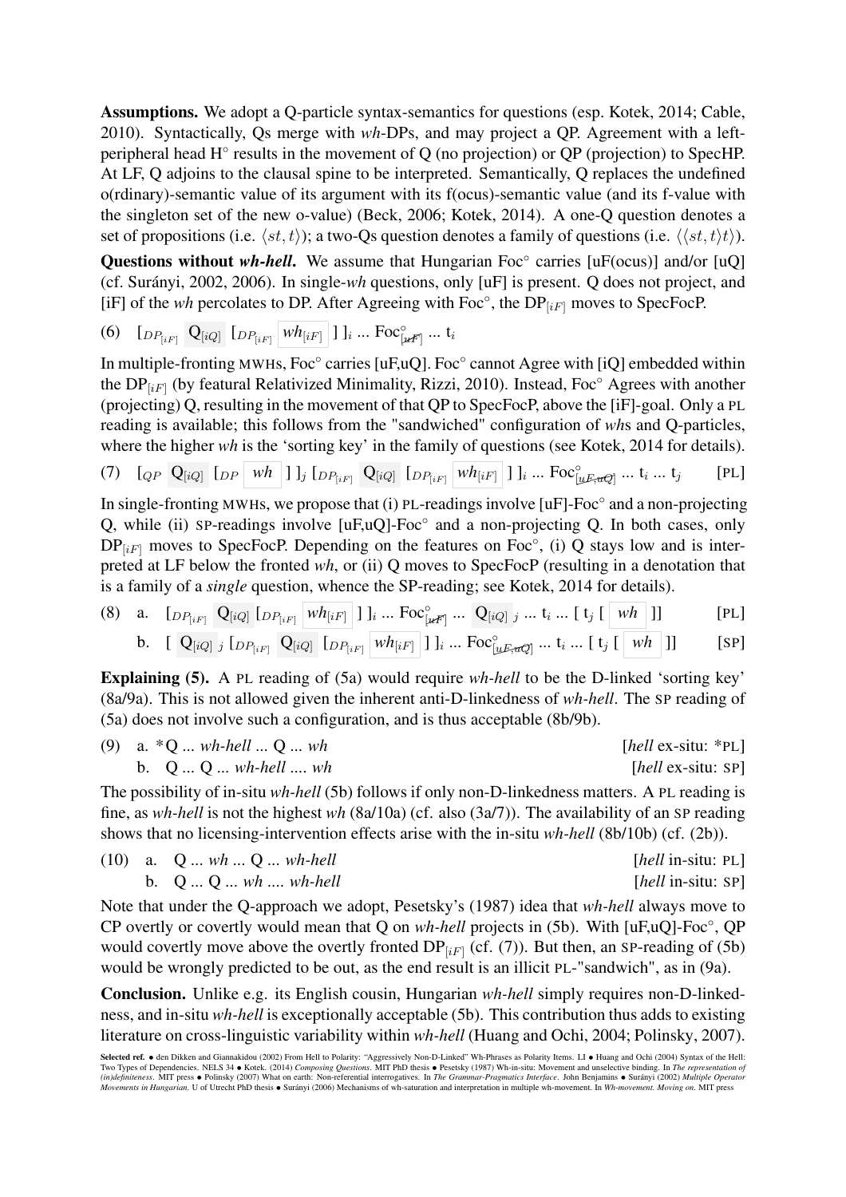**Assumptions.** We adopt a Q-particle syntax-semantics for questions (esp. Kotek, 2014; Cable, 2010). Syntactically, Qs merge with *wh*-DPs, and may project a QP. Agreement with a left-peripheral head H° results in the movement of Q (no projection) or QP (projection) to SpecHP. At LF, Q adjoins to the clausal spine to be interpreted. Semantically, Q replaces the undefined o(rdinary)-semantic value of its argument with its f(ocus)-semantic value (and its f-value with the singleton set of the new o-value) (Beck, 2006; Kotek, 2014). A one-Q question denotes a set of propositions (i.e. $\langle st, t\rangle$); a two-Qs question denotes a family of questions (i.e. $\langle\langle st, t\rangle t\rangle$).

**Questions without *wh-hell*.** We assume that Hungarian Foc° carries [uF(ocus)] and/or [uQ] (cf. Surányi, 2002, 2006). In single-*wh* questions, only [uF] is present. Q does not project, and [iF] of the *wh* percolates to DP. After Agreeing with Foc°, the $DP_{[iF]}$ moves to SpecFocP.

(6) $[_{DP_{[iF]}}$ $Q_{[iQ]}$ $[_{DP_{[iF]}}$ $wh_{[iF]}$ $]\,]_i$ ... $Foc^{\circ}_{[\not{u}\not{F}]}$ ... $t_i$

In multiple-fronting MWHs, Foc° carries [uF,uQ]. Foc° cannot Agree with [iQ] embedded within the $DP_{[iF]}$ (by featural Relativized Minimality, Rizzi, 2010). Instead, Foc° Agrees with another (projecting) Q, resulting in the movement of that QP to SpecFocP, above the [iF]-goal. Only a PL reading is available; this follows from the "sandwiched" configuration of *wh*s and Q-particles, where the higher *wh* is the 'sorting key' in the family of questions (see Kotek, 2014 for details).

(7) $[_{QP}$ $Q_{[iQ]}$ $[_{DP}$ $wh$ $]\,]_j$ $[_{DP_{[iF]}}$ $Q_{[iQ]}$ $[_{DP_{[iF]}}$ $wh_{[iF]}$ $]\,]_i$ ... $Foc^{\circ}_{[\not{u}\not{F},\not{u}\not{Q}]}$ ... $t_i$ ... $t_j$ [PL]

In single-fronting MWHs, we propose that (i) PL-readings involve [uF]-Foc° and a non-projecting Q, while (ii) SP-readings involve [uF,uQ]-Foc° and a non-projecting Q. In both cases, only $DP_{[iF]}$ moves to SpecFocP. Depending on the features on Foc°, (i) Q stays low and is interpreted at LF below the fronted *wh*, or (ii) Q moves to SpecFocP (resulting in a denotation that is a family of a *single* question, whence the SP-reading; see Kotek, 2014 for details).

(8) a. $[_{DP_{[iF]}}$ $Q_{[iQ]}$ $[_{DP_{[iF]}}$ $wh_{[iF]}$ $]\,]_i$ ... $Foc^{\circ}_{[\not{u}\not{F}]}$ ... $Q_{[iQ]}$ $_j$ ... $t_i$ ... $[\ t_j\ [$ $wh$ $]]$ [PL]

b. $[$ $Q_{[iQ]}$ $_j$ $[_{DP_{[iF]}}$ $Q_{[iQ]}$ $[_{DP_{[iF]}}$ $wh_{[iF]}$ $]\,]_i$ ... $Foc^{\circ}_{[\not{u}\not{F},\not{u}\not{Q}]}$ ... $t_i$ ... $[\ t_j\ [$ $wh$ $]]$ [SP]

**Explaining (5).** A PL reading of (5a) would require *wh-hell* to be the D-linked 'sorting key' (8a/9a). This is not allowed given the inherent anti-D-linkedness of *wh-hell*. The SP reading of (5a) does not involve such a configuration, and is thus acceptable (8b/9b).

(9) a. *Q ... *wh-hell* ... Q ... *wh* [*hell* ex-situ: *PL]

b. Q ... Q ... *wh-hell* .... *wh* [*hell* ex-situ: SP]

The possibility of in-situ *wh-hell* (5b) follows if only non-D-linkedness matters. A PL reading is fine, as *wh-hell* is not the highest *wh* (8a/10a) (cf. also (3a/7)). The availability of an SP reading shows that no licensing-intervention effects arise with the in-situ *wh-hell* (8b/10b) (cf. (2b)).

(10) a. Q ... *wh* ... Q ... *wh-hell* [*hell* in-situ: PL]

b. Q ... Q ... *wh* .... *wh-hell* [*hell* in-situ: SP]

Note that under the Q-approach we adopt, Pesetsky's (1987) idea that *wh-hell* always move to CP overtly or covertly would mean that Q on *wh-hell* projects in (5b). With [uF,uQ]-Foc°, QP would covertly move above the overtly fronted $DP_{[iF]}$ (cf. (7)). But then, an SP-reading of (5b) would be wrongly predicted to be out, as the end result is an illicit PL-"sandwich", as in (9a).

**Conclusion.** Unlike e.g. its English cousin, Hungarian *wh-hell* simply requires non-D-linkedness, and in-situ *wh-hell* is exceptionally acceptable (5b). This contribution thus adds to existing literature on cross-linguistic variability within *wh-hell* (Huang and Ochi, 2004; Polinsky, 2007).

**Selected ref.** • den Dikken and Giannakidou (2002) From Hell to Polarity: "Aggressively Non-D-Linked" Wh-Phrases as Polarity Items. LI • Huang and Ochi (2004) Syntax of the Hell: Two Types of Dependencies. NELS 34 • Kotek. (2014) *Composing Questions*. MIT PhD thesis • Pesetsky (1987) Wh-in-situ: Movement and unselective binding. In *The representation of (in)definiteness*. MIT press • Polinsky (2007) What on earth: Non-referential interrogatives. In *The Grammar-Pragmatics Interface*. John Benjamins • Surányi (2002) *Multiple Operator Movements in Hungarian*. U of Utrecht PhD thesis • Surányi (2006) Mechanisms of wh-saturation and interpretation in multiple wh-movement. In *Wh-movement. Moving on*. MIT press